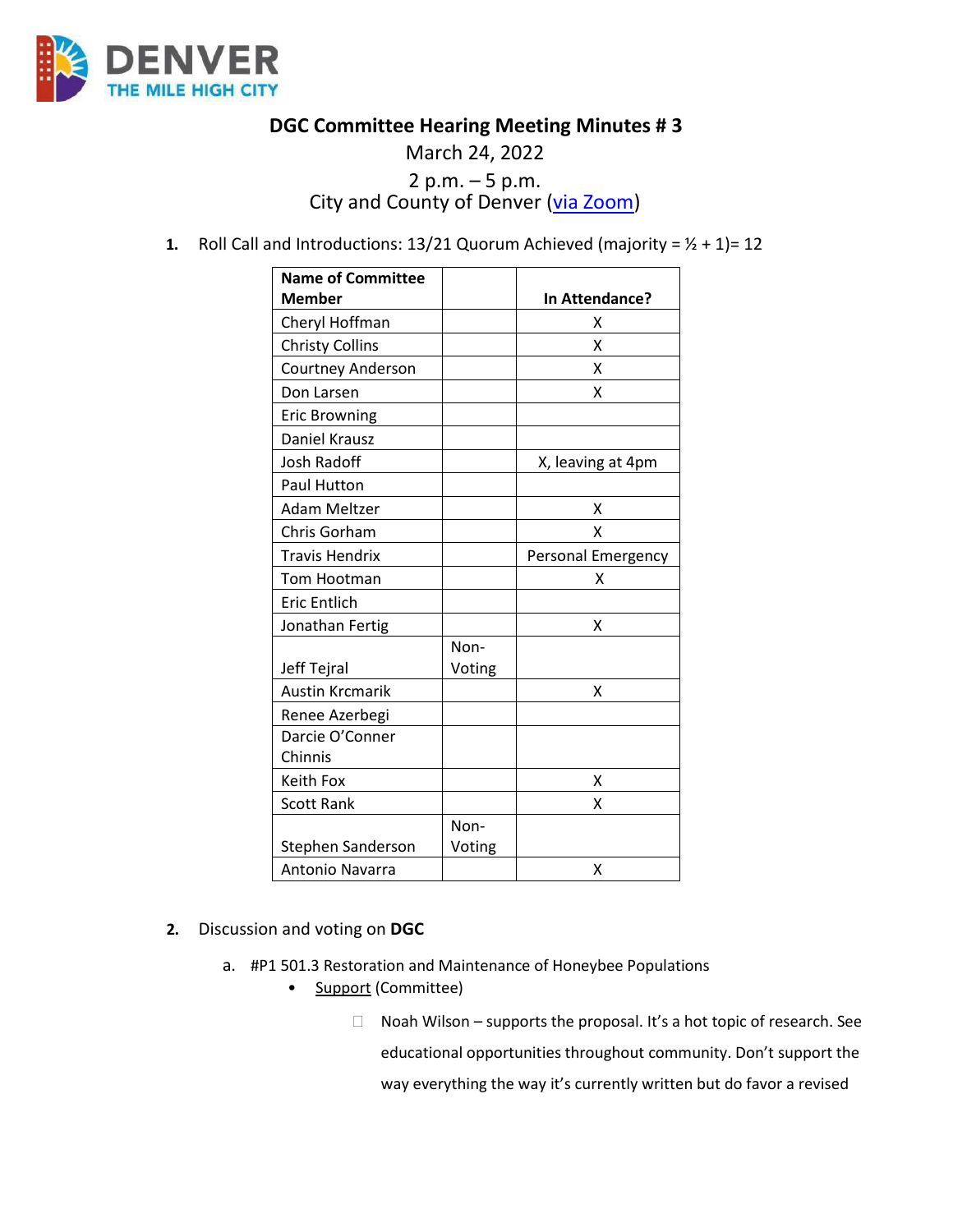# DGC Committee Hearing Meeting Minutes # 3

March 24, 2022

2 p.m. – 5 p.m.

City and County of Denver (via Zoom)

1. Roll Call and Introductions: 13/21 Quorum Achieved (majority = ½ + 1)= 12

| Name of Committee Member | | In Attendance? |
|---|---|---|
| Cheryl Hoffman | | X |
| Christy Collins | | X |
| Courtney Anderson | | X |
| Don Larsen | | X |
| Eric Browning | | |
| Daniel Krausz | | |
| Josh Radoff | | X, leaving at 4pm |
| Paul Hutton | | |
| Adam Meltzer | | X |
| Chris Gorham | | X |
| Travis Hendrix | | Personal Emergency |
| Tom Hootman | | X |
| Eric Entlich | | |
| Jonathan Fertig | | X |
| Jeff Tejral | Non-Voting | |
| Austin Krcmarik | | X |
| Renee Azerbegi | | |
| Darcie O'Conner Chinnis | | |
| Keith Fox | | X |
| Scott Rank | | X |
| Stephen Sanderson | Non-Voting | |
| Antonio Navarra | | X |

2. Discussion and voting on **DGC**

   a. #P1 501.3 Restoration and Maintenance of Honeybee Populations

   - Support (Committee)

     - Noah Wilson – supports the proposal. It's a hot topic of research. See educational opportunities throughout community. Don't support the way everything the way it's currently written but do favor a revised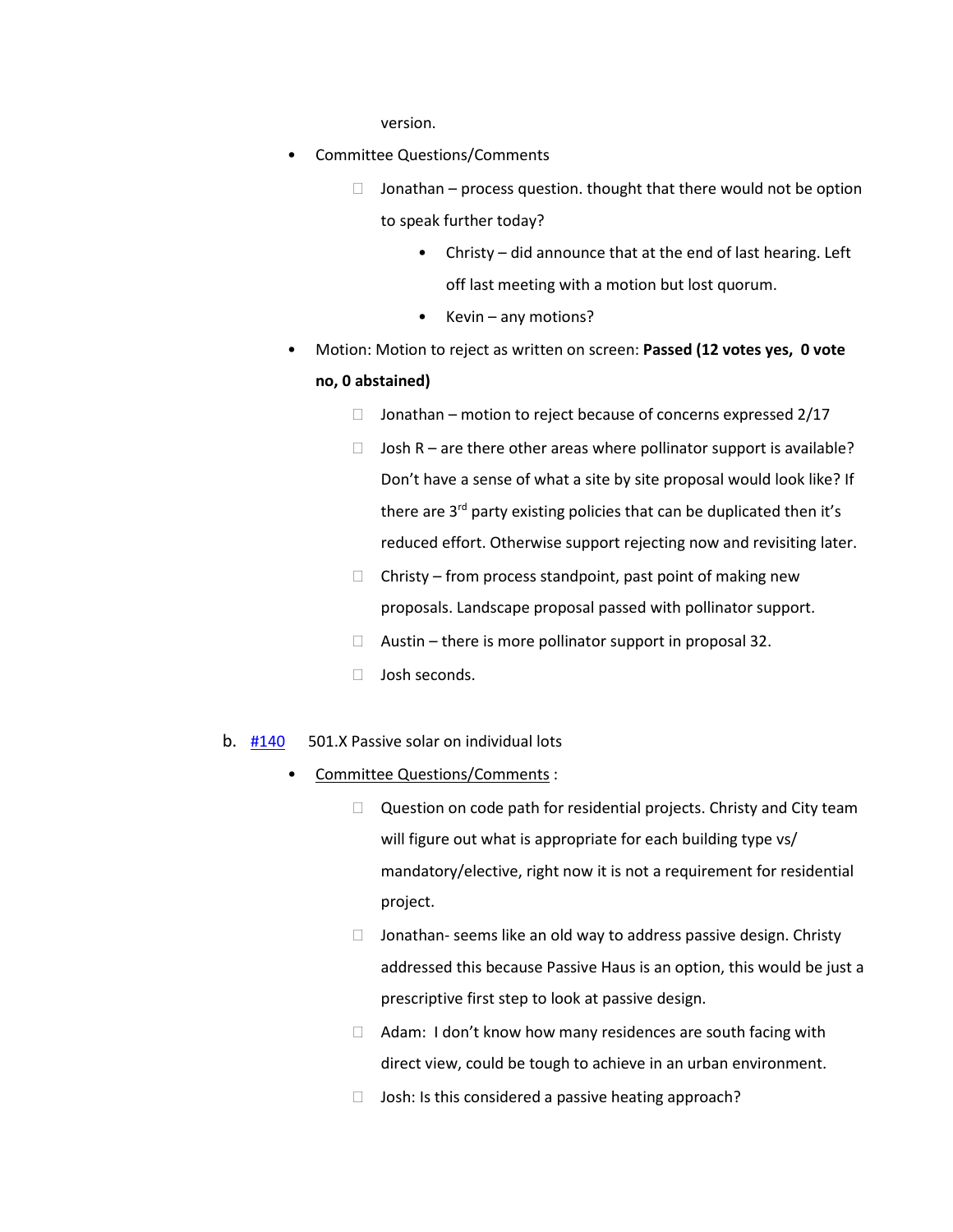version.

- Committee Questions/Comments
  - Jonathan – process question. thought that there would not be option to speak further today?
    - Christy – did announce that at the end of last hearing. Left off last meeting with a motion but lost quorum.
    - Kevin – any motions?
- Motion: Motion to reject as written on screen: **Passed (12 votes yes, 0 vote no, 0 abstained)**
  - Jonathan – motion to reject because of concerns expressed 2/17
  - Josh R – are there other areas where pollinator support is available? Don't have a sense of what a site by site proposal would look like? If there are 3rd party existing policies that can be duplicated then it's reduced effort. Otherwise support rejecting now and revisiting later.
  - Christy – from process standpoint, past point of making new proposals. Landscape proposal passed with pollinator support.
  - Austin – there is more pollinator support in proposal 32.
  - Josh seconds.

b. #140 501.X Passive solar on individual lots

- Committee Questions/Comments :
  - Question on code path for residential projects. Christy and City team will figure out what is appropriate for each building type vs/ mandatory/elective, right now it is not a requirement for residential project.
  - Jonathan- seems like an old way to address passive design. Christy addressed this because Passive Haus is an option, this would be just a prescriptive first step to look at passive design.
  - Adam: I don't know how many residences are south facing with direct view, could be tough to achieve in an urban environment.
  - Josh: Is this considered a passive heating approach?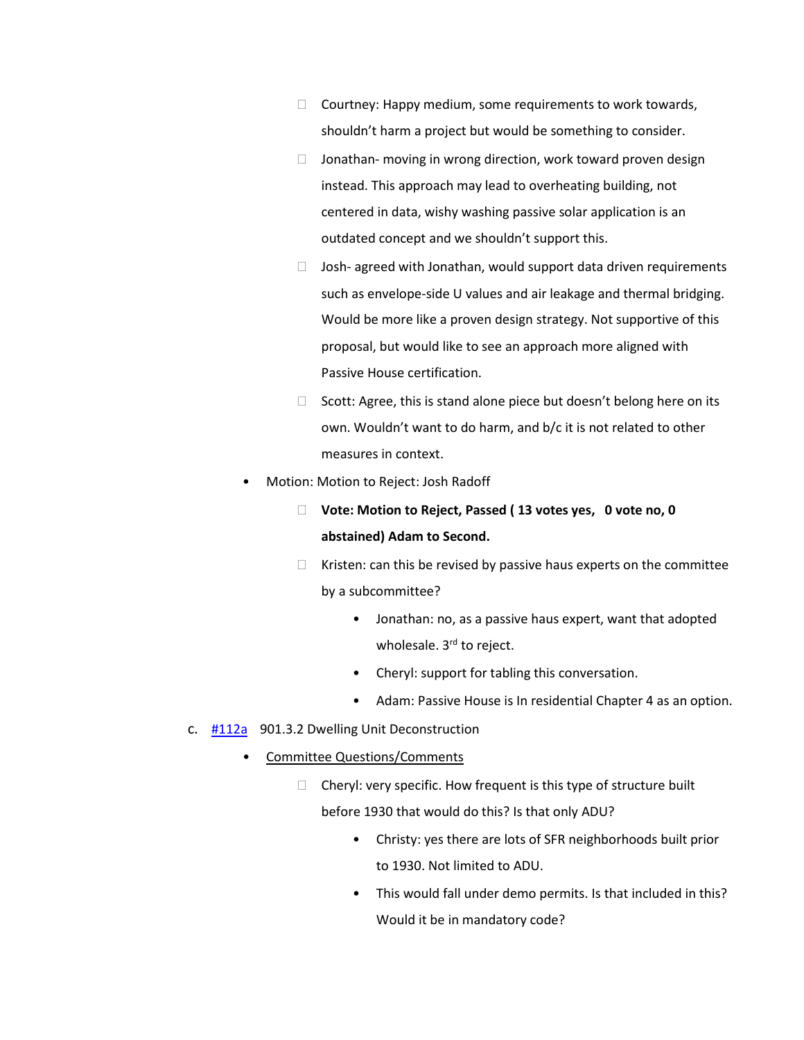- Courtney: Happy medium, some requirements to work towards, shouldn't harm a project but would be something to consider.
  - Jonathan- moving in wrong direction, work toward proven design instead. This approach may lead to overheating building, not centered in data, wishy washing passive solar application is an outdated concept and we shouldn't support this.
  - Josh- agreed with Jonathan, would support data driven requirements such as envelope-side U values and air leakage and thermal bridging. Would be more like a proven design strategy. Not supportive of this proposal, but would like to see an approach more aligned with Passive House certification.
  - Scott: Agree, this is stand alone piece but doesn't belong here on its own. Wouldn't want to do harm, and b/c it is not related to other measures in context.
- Motion: Motion to Reject: Josh Radoff
  - **Vote: Motion to Reject, Passed ( 13 votes yes,  0 vote no, 0 abstained) Adam to Second.**
  - Kristen: can this be revised by passive haus experts on the committee by a subcommittee?
    - Jonathan: no, as a passive haus expert, want that adopted wholesale. 3rd to reject.
    - Cheryl: support for tabling this conversation.
    - Adam: Passive House is In residential Chapter 4 as an option.

c. [#112a](#112a) 901.3.2 Dwelling Unit Deconstruction

- Committee Questions/Comments
  - Cheryl: very specific. How frequent is this type of structure built before 1930 that would do this? Is that only ADU?
    - Christy: yes there are lots of SFR neighborhoods built prior to 1930. Not limited to ADU.
    - This would fall under demo permits. Is that included in this? Would it be in mandatory code?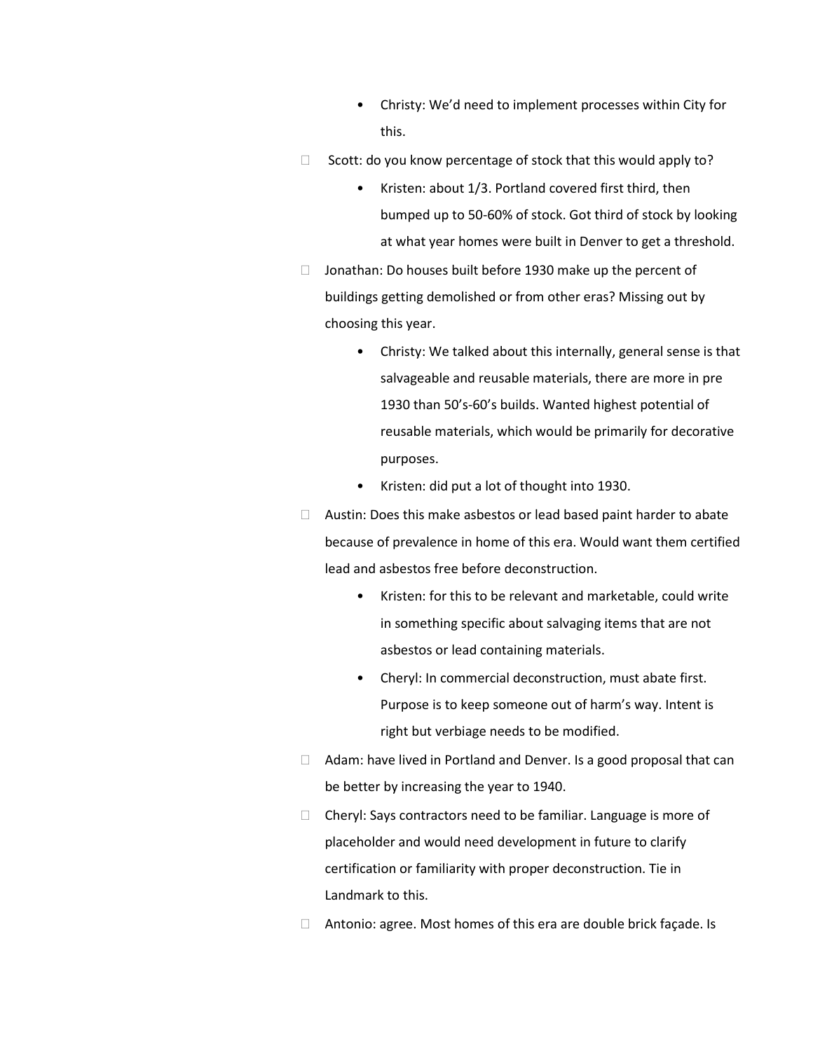- Christy: We'd need to implement processes within City for this.
- Scott: do you know percentage of stock that this would apply to?
  - Kristen: about 1/3. Portland covered first third, then bumped up to 50-60% of stock. Got third of stock by looking at what year homes were built in Denver to get a threshold.
- Jonathan: Do houses built before 1930 make up the percent of buildings getting demolished or from other eras? Missing out by choosing this year.
  - Christy: We talked about this internally, general sense is that salvageable and reusable materials, there are more in pre 1930 than 50's-60's builds. Wanted highest potential of reusable materials, which would be primarily for decorative purposes.
  - Kristen: did put a lot of thought into 1930.
- Austin: Does this make asbestos or lead based paint harder to abate because of prevalence in home of this era. Would want them certified lead and asbestos free before deconstruction.
  - Kristen: for this to be relevant and marketable, could write in something specific about salvaging items that are not asbestos or lead containing materials.
  - Cheryl: In commercial deconstruction, must abate first. Purpose is to keep someone out of harm's way. Intent is right but verbiage needs to be modified.
- Adam: have lived in Portland and Denver. Is a good proposal that can be better by increasing the year to 1940.
- Cheryl: Says contractors need to be familiar. Language is more of placeholder and would need development in future to clarify certification or familiarity with proper deconstruction. Tie in Landmark to this.
- Antonio: agree. Most homes of this era are double brick façade. Is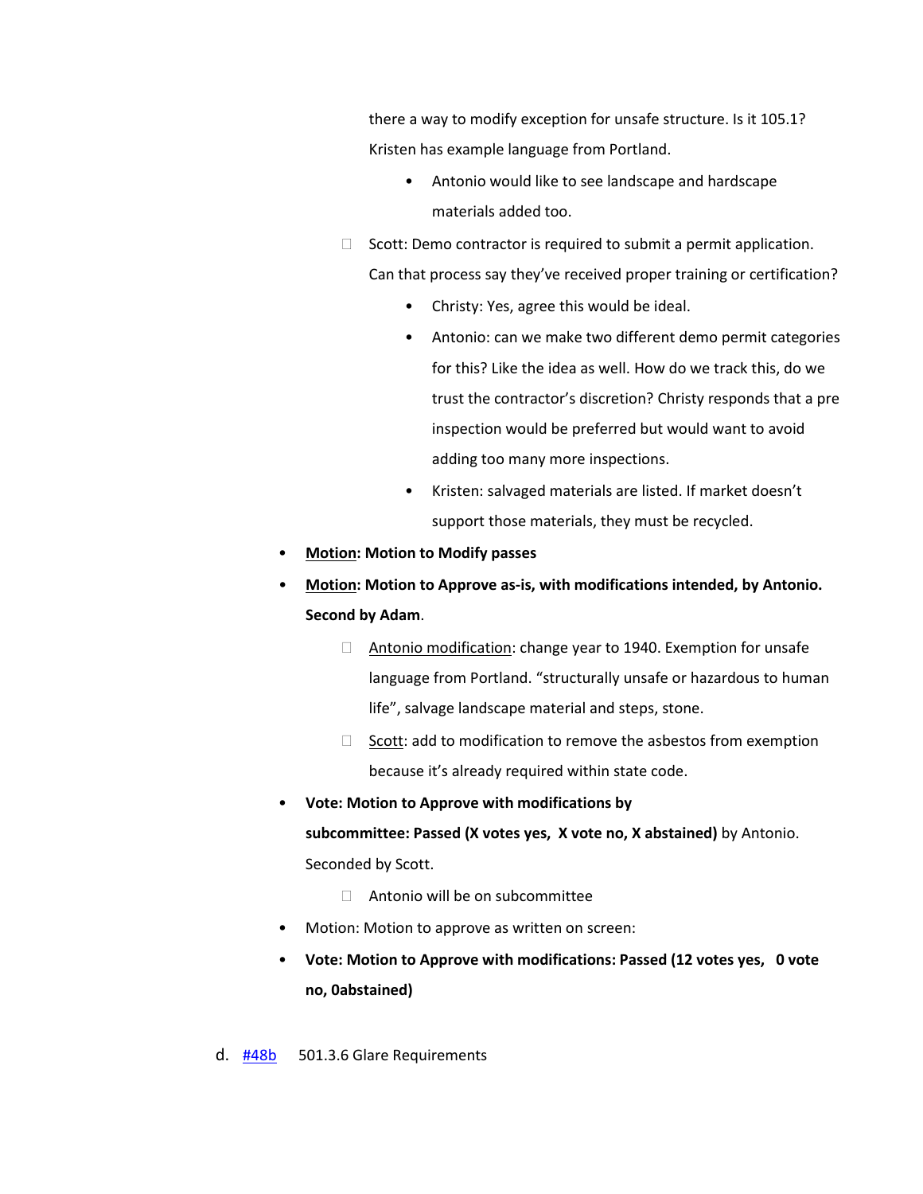there a way to modify exception for unsafe structure. Is it 105.1? Kristen has example language from Portland.

   - Antonio would like to see landscape and hardscape materials added too.

- Scott: Demo contractor is required to submit a permit application. Can that process say they've received proper training or certification?
   - Christy: Yes, agree this would be ideal.
   - Antonio: can we make two different demo permit categories for this? Like the idea as well. How do we track this, do we trust the contractor's discretion? Christy responds that a pre inspection would be preferred but would want to avoid adding too many more inspections.
   - Kristen: salvaged materials are listed. If market doesn't support those materials, they must be recycled.

- **<u>Motion</u>: Motion to Modify passes**
- **<u>Motion</u>: Motion to Approve as-is, with modifications intended, by Antonio. Second by Adam**.
   - <u>Antonio modification</u>: change year to 1940. Exemption for unsafe language from Portland. "structurally unsafe or hazardous to human life", salvage landscape material and steps, stone.
   - <u>Scott</u>: add to modification to remove the asbestos from exemption because it's already required within state code.
- **Vote: Motion to Approve with modifications by subcommittee: Passed (X votes yes, X vote no, X abstained)** by Antonio. Seconded by Scott.
   - Antonio will be on subcommittee
- Motion: Motion to approve as written on screen:
- **Vote: Motion to Approve with modifications: Passed (12 votes yes, 0 vote no, 0abstained)**

d. #48b 501.3.6 Glare Requirements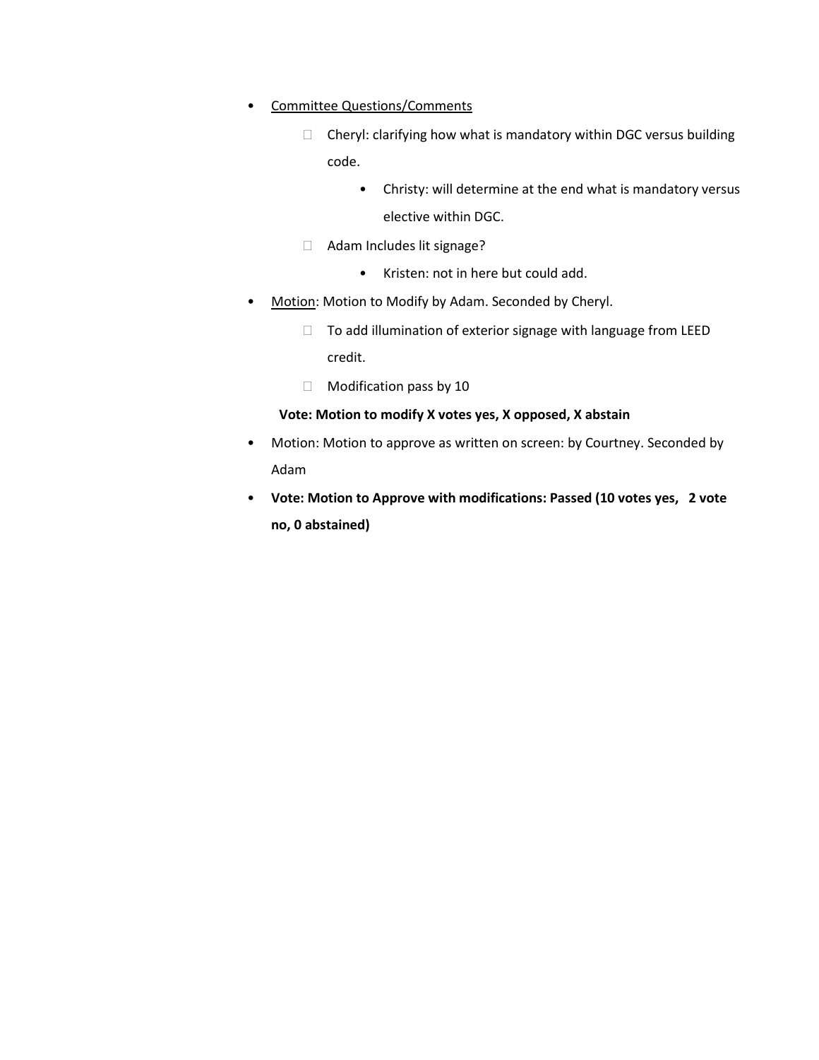- <u>Committee Questions/Comments</u>
  - Cheryl: clarifying how what is mandatory within DGC versus building code.
    - Christy: will determine at the end what is mandatory versus elective within DGC.
  - Adam Includes lit signage?
    - Kristen: not in here but could add.
- <u>Motion</u>: Motion to Modify by Adam. Seconded by Cheryl.
  - To add illumination of exterior signage with language from LEED credit.
  - Modification pass by 10

  **Vote: Motion to modify X votes yes, X opposed, X abstain**
- Motion: Motion to approve as written on screen: by Courtney. Seconded by Adam
- **Vote: Motion to Approve with modifications: Passed (10 votes yes, 2 vote no, 0 abstained)**